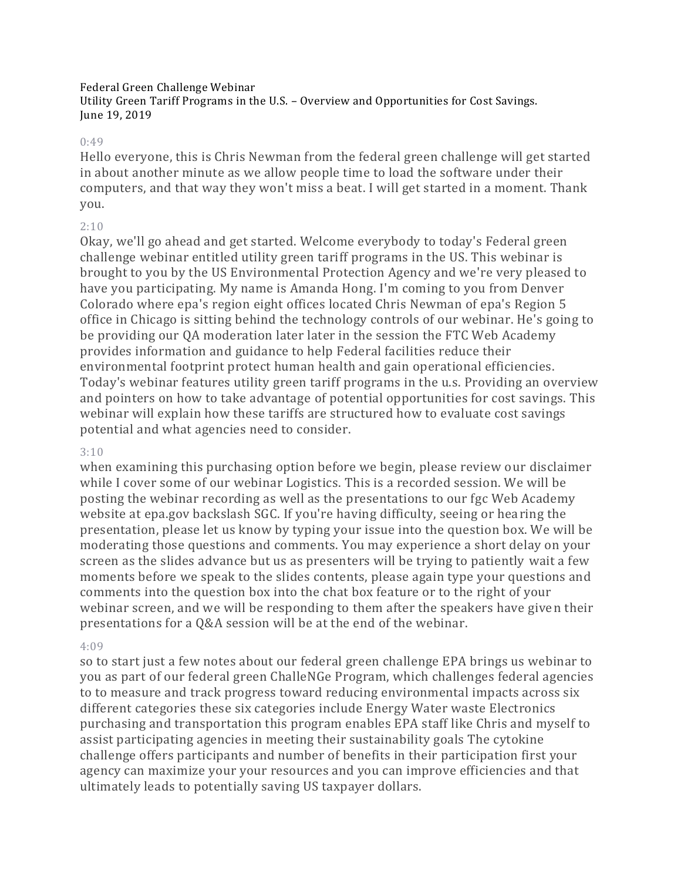Federal Green Challenge Webinar
Utility Green Tariff Programs in the U.S. – Overview and Opportunities for Cost Savings.
June 19, 2019

0:49

Hello everyone, this is Chris Newman from the federal green challenge will get started in about another minute as we allow people time to load the software under their computers, and that way they won't miss a beat. I will get started in a moment. Thank you.

2:10

Okay, we'll go ahead and get started. Welcome everybody to today's Federal green challenge webinar entitled utility green tariff programs in the US. This webinar is brought to you by the US Environmental Protection Agency and we're very pleased to have you participating. My name is Amanda Hong. I'm coming to you from Denver Colorado where epa's region eight offices located Chris Newman of epa's Region 5 office in Chicago is sitting behind the technology controls of our webinar. He's going to be providing our QA moderation later later in the session the FTC Web Academy provides information and guidance to help Federal facilities reduce their environmental footprint protect human health and gain operational efficiencies. Today's webinar features utility green tariff programs in the u.s. Providing an overview and pointers on how to take advantage of potential opportunities for cost savings. This webinar will explain how these tariffs are structured how to evaluate cost savings potential and what agencies need to consider.

3:10

when examining this purchasing option before we begin, please review our disclaimer while I cover some of our webinar Logistics. This is a recorded session. We will be posting the webinar recording as well as the presentations to our fgc Web Academy website at epa.gov backslash SGC. If you're having difficulty, seeing or hearing the presentation, please let us know by typing your issue into the question box. We will be moderating those questions and comments. You may experience a short delay on your screen as the slides advance but us as presenters will be trying to patiently wait a few moments before we speak to the slides contents, please again type your questions and comments into the question box into the chat box feature or to the right of your webinar screen, and we will be responding to them after the speakers have given their presentations for a Q&A session will be at the end of the webinar.

4:09

so to start just a few notes about our federal green challenge EPA brings us webinar to you as part of our federal green ChalleNGe Program, which challenges federal agencies to to measure and track progress toward reducing environmental impacts across six different categories these six categories include Energy Water waste Electronics purchasing and transportation this program enables EPA staff like Chris and myself to assist participating agencies in meeting their sustainability goals The cytokine challenge offers participants and number of benefits in their participation first your agency can maximize your your resources and you can improve efficiencies and that ultimately leads to potentially saving US taxpayer dollars.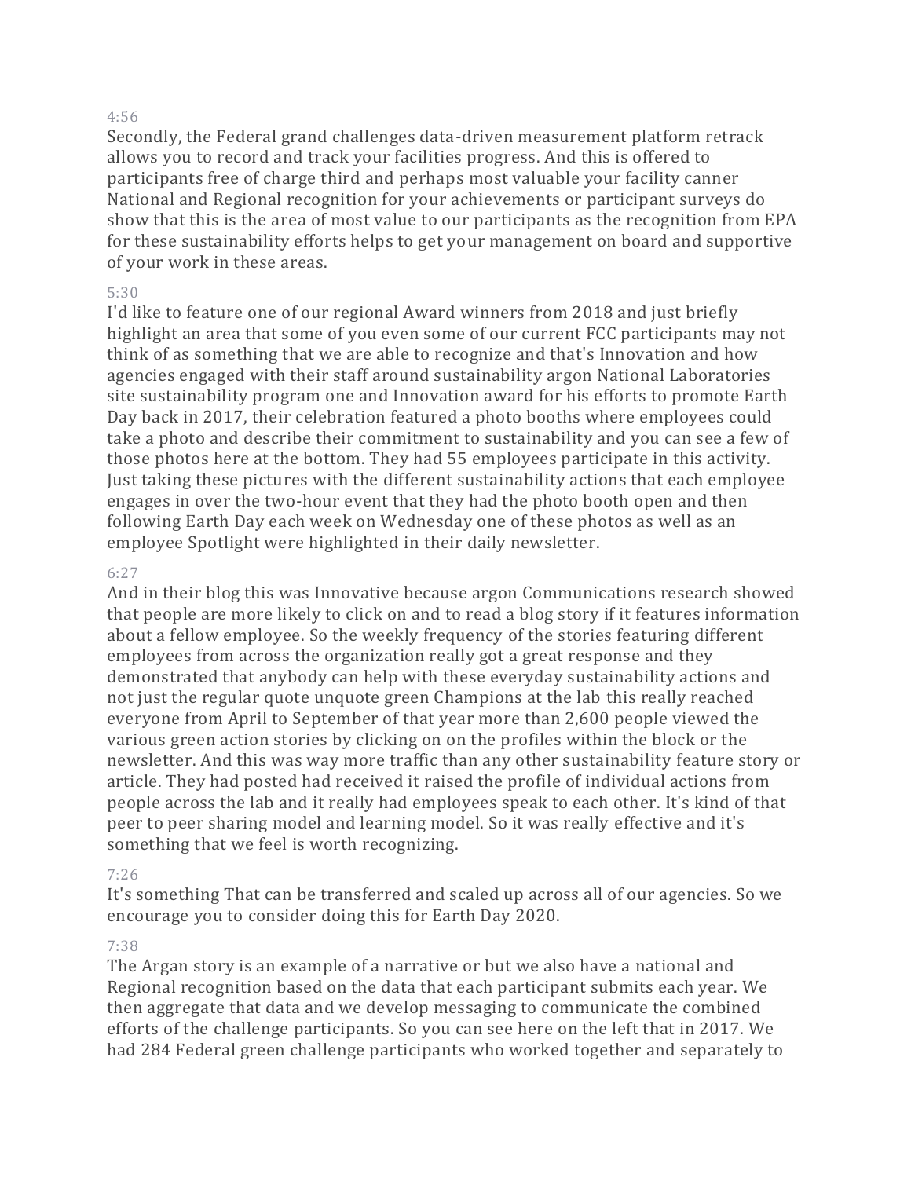4:56

Secondly, the Federal grand challenges data-driven measurement platform retrack allows you to record and track your facilities progress. And this is offered to participants free of charge third and perhaps most valuable your facility canner National and Regional recognition for your achievements or participant surveys do show that this is the area of most value to our participants as the recognition from EPA for these sustainability efforts helps to get your management on board and supportive of your work in these areas.

5:30

I'd like to feature one of our regional Award winners from 2018 and just briefly highlight an area that some of you even some of our current FCC participants may not think of as something that we are able to recognize and that's Innovation and how agencies engaged with their staff around sustainability argon National Laboratories site sustainability program one and Innovation award for his efforts to promote Earth Day back in 2017, their celebration featured a photo booths where employees could take a photo and describe their commitment to sustainability and you can see a few of those photos here at the bottom. They had 55 employees participate in this activity. Just taking these pictures with the different sustainability actions that each employee engages in over the two-hour event that they had the photo booth open and then following Earth Day each week on Wednesday one of these photos as well as an employee Spotlight were highlighted in their daily newsletter.

6:27

And in their blog this was Innovative because argon Communications research showed that people are more likely to click on and to read a blog story if it features information about a fellow employee. So the weekly frequency of the stories featuring different employees from across the organization really got a great response and they demonstrated that anybody can help with these everyday sustainability actions and not just the regular quote unquote green Champions at the lab this really reached everyone from April to September of that year more than 2,600 people viewed the various green action stories by clicking on on the profiles within the block or the newsletter. And this was way more traffic than any other sustainability feature story or article. They had posted had received it raised the profile of individual actions from people across the lab and it really had employees speak to each other. It's kind of that peer to peer sharing model and learning model. So it was really effective and it's something that we feel is worth recognizing.

7:26

It's something That can be transferred and scaled up across all of our agencies. So we encourage you to consider doing this for Earth Day 2020.

7:38

The Argan story is an example of a narrative or but we also have a national and Regional recognition based on the data that each participant submits each year. We then aggregate that data and we develop messaging to communicate the combined efforts of the challenge participants. So you can see here on the left that in 2017. We had 284 Federal green challenge participants who worked together and separately to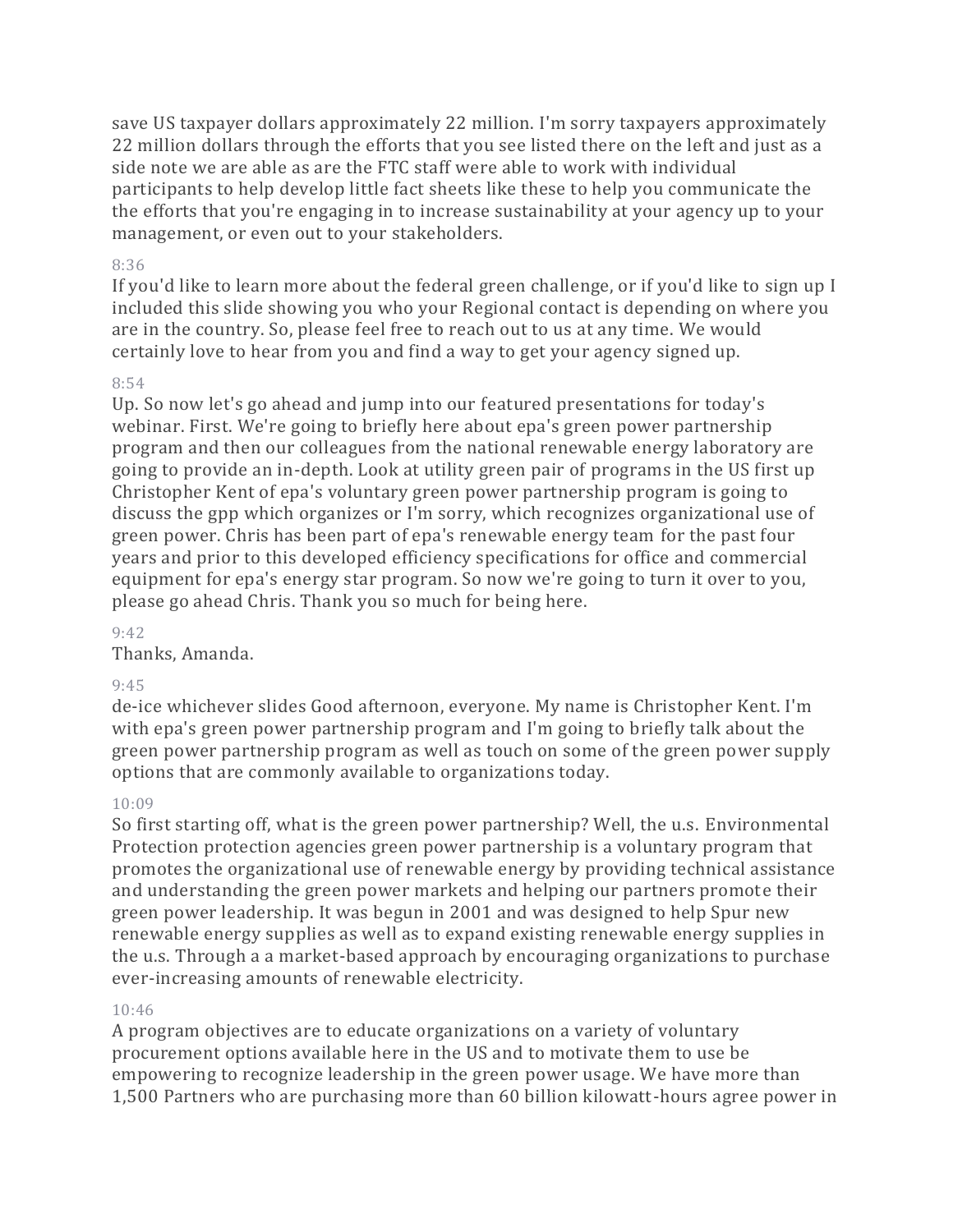save US taxpayer dollars approximately 22 million. I'm sorry taxpayers approximately 22 million dollars through the efforts that you see listed there on the left and just as a side note we are able as are the FTC staff were able to work with individual participants to help develop little fact sheets like these to help you communicate the the efforts that you're engaging in to increase sustainability at your agency up to your management, or even out to your stakeholders.

8:36

If you'd like to learn more about the federal green challenge, or if you'd like to sign up I included this slide showing you who your Regional contact is depending on where you are in the country. So, please feel free to reach out to us at any time. We would certainly love to hear from you and find a way to get your agency signed up.

8:54

Up. So now let's go ahead and jump into our featured presentations for today's webinar. First. We're going to briefly here about epa's green power partnership program and then our colleagues from the national renewable energy laboratory are going to provide an in-depth. Look at utility green pair of programs in the US first up Christopher Kent of epa's voluntary green power partnership program is going to discuss the gpp which organizes or I'm sorry, which recognizes organizational use of green power. Chris has been part of epa's renewable energy team for the past four years and prior to this developed efficiency specifications for office and commercial equipment for epa's energy star program. So now we're going to turn it over to you, please go ahead Chris. Thank you so much for being here.

9:42

Thanks, Amanda.

9:45

de-ice whichever slides Good afternoon, everyone. My name is Christopher Kent. I'm with epa's green power partnership program and I'm going to briefly talk about the green power partnership program as well as touch on some of the green power supply options that are commonly available to organizations today.

10:09

So first starting off, what is the green power partnership? Well, the u.s. Environmental Protection protection agencies green power partnership is a voluntary program that promotes the organizational use of renewable energy by providing technical assistance and understanding the green power markets and helping our partners promote their green power leadership. It was begun in 2001 and was designed to help Spur new renewable energy supplies as well as to expand existing renewable energy supplies in the u.s. Through a a market-based approach by encouraging organizations to purchase ever-increasing amounts of renewable electricity.

10:46

A program objectives are to educate organizations on a variety of voluntary procurement options available here in the US and to motivate them to use be empowering to recognize leadership in the green power usage. We have more than 1,500 Partners who are purchasing more than 60 billion kilowatt-hours agree power in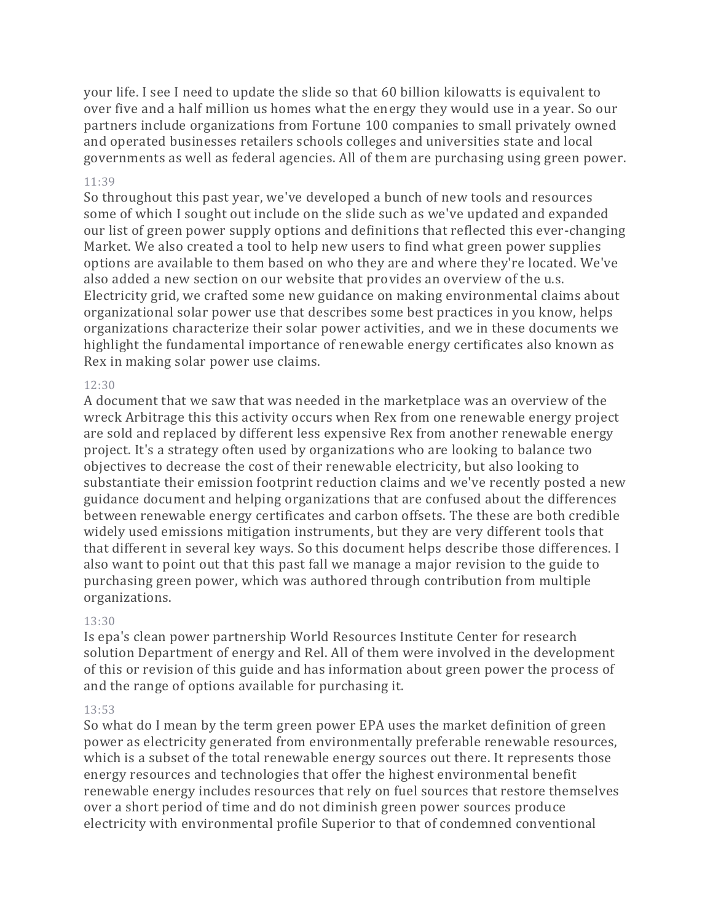your life. I see I need to update the slide so that 60 billion kilowatts is equivalent to over five and a half million us homes what the energy they would use in a year. So our partners include organizations from Fortune 100 companies to small privately owned and operated businesses retailers schools colleges and universities state and local governments as well as federal agencies. All of them are purchasing using green power.

11:39

So throughout this past year, we've developed a bunch of new tools and resources some of which I sought out include on the slide such as we've updated and expanded our list of green power supply options and definitions that reflected this ever-changing Market. We also created a tool to help new users to find what green power supplies options are available to them based on who they are and where they're located. We've also added a new section on our website that provides an overview of the u.s. Electricity grid, we crafted some new guidance on making environmental claims about organizational solar power use that describes some best practices in you know, helps organizations characterize their solar power activities, and we in these documents we highlight the fundamental importance of renewable energy certificates also known as Rex in making solar power use claims.

12:30

A document that we saw that was needed in the marketplace was an overview of the wreck Arbitrage this this activity occurs when Rex from one renewable energy project are sold and replaced by different less expensive Rex from another renewable energy project. It's a strategy often used by organizations who are looking to balance two objectives to decrease the cost of their renewable electricity, but also looking to substantiate their emission footprint reduction claims and we've recently posted a new guidance document and helping organizations that are confused about the differences between renewable energy certificates and carbon offsets. The these are both credible widely used emissions mitigation instruments, but they are very different tools that that different in several key ways. So this document helps describe those differences. I also want to point out that this past fall we manage a major revision to the guide to purchasing green power, which was authored through contribution from multiple organizations.

13:30

Is epa's clean power partnership World Resources Institute Center for research solution Department of energy and Rel. All of them were involved in the development of this or revision of this guide and has information about green power the process of and the range of options available for purchasing it.

13:53

So what do I mean by the term green power EPA uses the market definition of green power as electricity generated from environmentally preferable renewable resources, which is a subset of the total renewable energy sources out there. It represents those energy resources and technologies that offer the highest environmental benefit renewable energy includes resources that rely on fuel sources that restore themselves over a short period of time and do not diminish green power sources produce electricity with environmental profile Superior to that of condemned conventional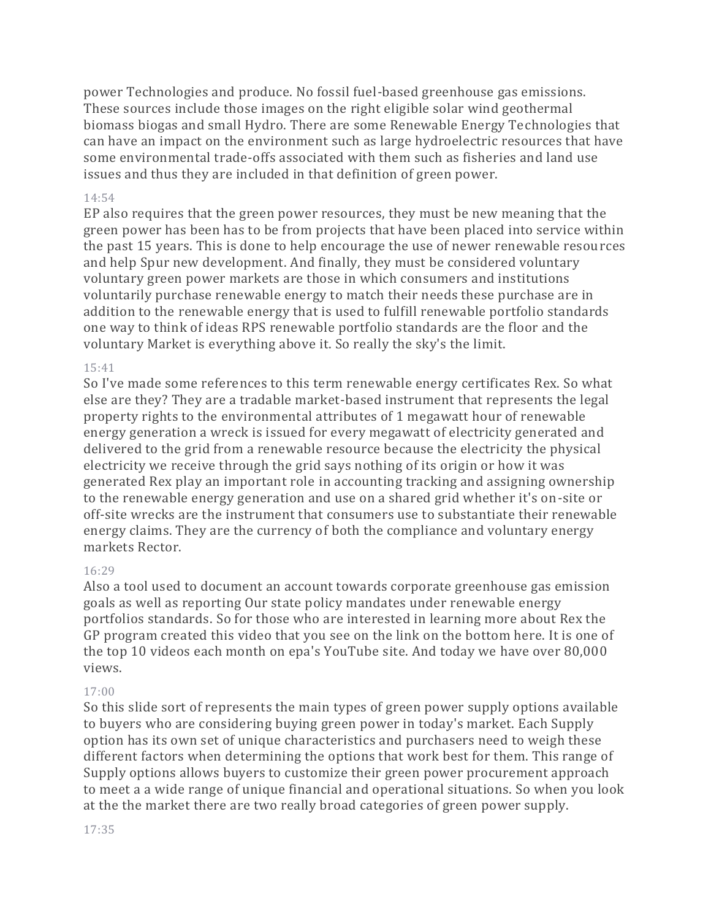power Technologies and produce. No fossil fuel-based greenhouse gas emissions. These sources include those images on the right eligible solar wind geothermal biomass biogas and small Hydro. There are some Renewable Energy Technologies that can have an impact on the environment such as large hydroelectric resources that have some environmental trade-offs associated with them such as fisheries and land use issues and thus they are included in that definition of green power.

14:54

EP also requires that the green power resources, they must be new meaning that the green power has been has to be from projects that have been placed into service within the past 15 years. This is done to help encourage the use of newer renewable resources and help Spur new development. And finally, they must be considered voluntary voluntary green power markets are those in which consumers and institutions voluntarily purchase renewable energy to match their needs these purchase are in addition to the renewable energy that is used to fulfill renewable portfolio standards one way to think of ideas RPS renewable portfolio standards are the floor and the voluntary Market is everything above it. So really the sky's the limit.

15:41

So I've made some references to this term renewable energy certificates Rex. So what else are they? They are a tradable market-based instrument that represents the legal property rights to the environmental attributes of 1 megawatt hour of renewable energy generation a wreck is issued for every megawatt of electricity generated and delivered to the grid from a renewable resource because the electricity the physical electricity we receive through the grid says nothing of its origin or how it was generated Rex play an important role in accounting tracking and assigning ownership to the renewable energy generation and use on a shared grid whether it's on-site or off-site wrecks are the instrument that consumers use to substantiate their renewable energy claims. They are the currency of both the compliance and voluntary energy markets Rector.

16:29

Also a tool used to document an account towards corporate greenhouse gas emission goals as well as reporting Our state policy mandates under renewable energy portfolios standards. So for those who are interested in learning more about Rex the GP program created this video that you see on the link on the bottom here. It is one of the top 10 videos each month on epa's YouTube site. And today we have over 80,000 views.

17:00

So this slide sort of represents the main types of green power supply options available to buyers who are considering buying green power in today's market. Each Supply option has its own set of unique characteristics and purchasers need to weigh these different factors when determining the options that work best for them. This range of Supply options allows buyers to customize their green power procurement approach to meet a a wide range of unique financial and operational situations. So when you look at the the market there are two really broad categories of green power supply.

17:35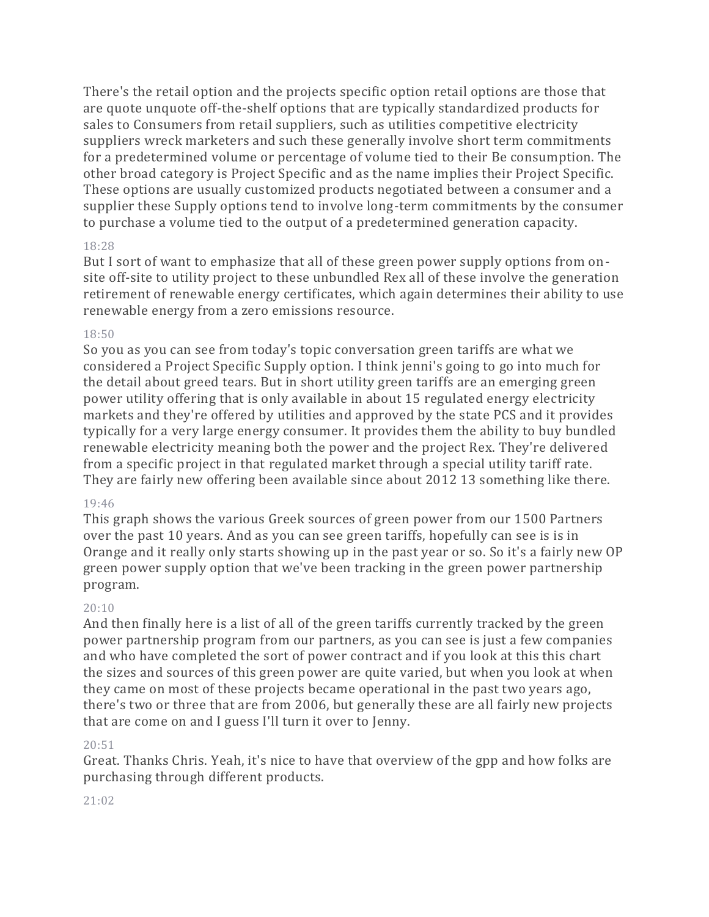There's the retail option and the projects specific option retail options are those that are quote unquote off-the-shelf options that are typically standardized products for sales to Consumers from retail suppliers, such as utilities competitive electricity suppliers wreck marketers and such these generally involve short term commitments for a predetermined volume or percentage of volume tied to their Be consumption. The other broad category is Project Specific and as the name implies their Project Specific. These options are usually customized products negotiated between a consumer and a supplier these Supply options tend to involve long-term commitments by the consumer to purchase a volume tied to the output of a predetermined generation capacity.

18:28

But I sort of want to emphasize that all of these green power supply options from on-site off-site to utility project to these unbundled Rex all of these involve the generation retirement of renewable energy certificates, which again determines their ability to use renewable energy from a zero emissions resource.

18:50

So you as you can see from today's topic conversation green tariffs are what we considered a Project Specific Supply option. I think jenni's going to go into much for the detail about greed tears. But in short utility green tariffs are an emerging green power utility offering that is only available in about 15 regulated state energy electricity markets and they're offered by utilities and approved by the state PCS and it provides typically for a very large energy consumer. It provides them the ability to buy bundled renewable electricity meaning both the power and the project Rex. They're delivered from a specific project in that regulated market through a special utility tariff rate. They are fairly new offering been available since about 2012 13 something like there.

19:46

This graph shows the various Greek sources of green power from our 1500 Partners over the past 10 years. And as you can see green tariffs, hopefully can see is is in Orange and it really only starts showing up in the past year or so. So it's a fairly new OP green power supply option that we've been tracking in the green power partnership program.

20:10

And then finally here is a list of all of the green tariffs currently tracked by the green power partnership program from our partners, as you can see is just a few companies and who have completed the sort of power contract and if you look at this this chart the sizes and sources of this green power are quite varied, but when you look at when they came on most of these projects became operational in the past two years ago, there's two or three that are from 2006, but generally these are all fairly new projects that are come on and I guess I'll turn it over to Jenny.

20:51

Great. Thanks Chris. Yeah, it's nice to have that overview of the gpp and how folks are purchasing through different products.

21:02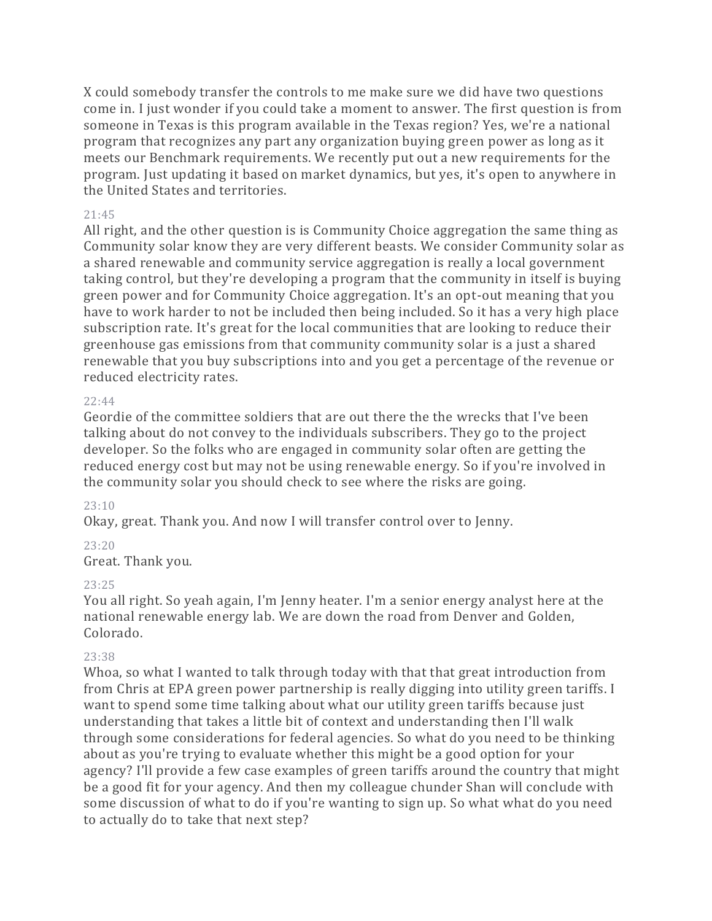X could somebody transfer the controls to me make sure we did have two questions come in. I just wonder if you could take a moment to answer. The first question is from someone in Texas is this program available in the Texas region? Yes, we're a national program that recognizes any part any organization buying green power as long as it meets our Benchmark requirements. We recently put out a new requirements for the program. Just updating it based on market dynamics, but yes, it's open to anywhere in the United States and territories.

21:45

All right, and the other question is is Community Choice aggregation the same thing as Community solar know they are very different beasts. We consider Community solar as a shared renewable and community service aggregation is really a local government taking control, but they're developing a program that the community in itself is buying green power and for Community Choice aggregation. It's an opt-out meaning that you have to work harder to not be included then being included. So it has a very high place subscription rate. It's great for the local communities that are looking to reduce their greenhouse gas emissions from that community community solar is a just a shared renewable that you buy subscriptions into and you get a percentage of the revenue or reduced electricity rates.

22:44

Geordie of the committee soldiers that are out there the the wrecks that I've been talking about do not convey to the individuals subscribers. They go to the project developer. So the folks who are engaged in community solar often are getting the reduced energy cost but may not be using renewable energy. So if you're involved in the community solar you should check to see where the risks are going.

23:10

Okay, great. Thank you. And now I will transfer control over to Jenny.

23:20

Great. Thank you.

23:25

You all right. So yeah again, I'm Jenny heater. I'm a senior energy analyst here at the national renewable energy lab. We are down the road from Denver and Golden, Colorado.

23:38

Whoa, so what I wanted to talk through today with that that great introduction from from Chris at EPA green power partnership is really digging into utility green tariffs. I want to spend some time talking about what our utility green tariffs because just understanding that takes a little bit of context and understanding then I'll walk through some considerations for federal agencies. So what do you need to be thinking about as you're trying to evaluate whether this might be a good option for your agency? I'll provide a few case examples of green tariffs around the country that might be a good fit for your agency. And then my colleague chunder Shan will conclude with some discussion of what to do if you're wanting to sign up. So what what do you need to actually do to take that next step?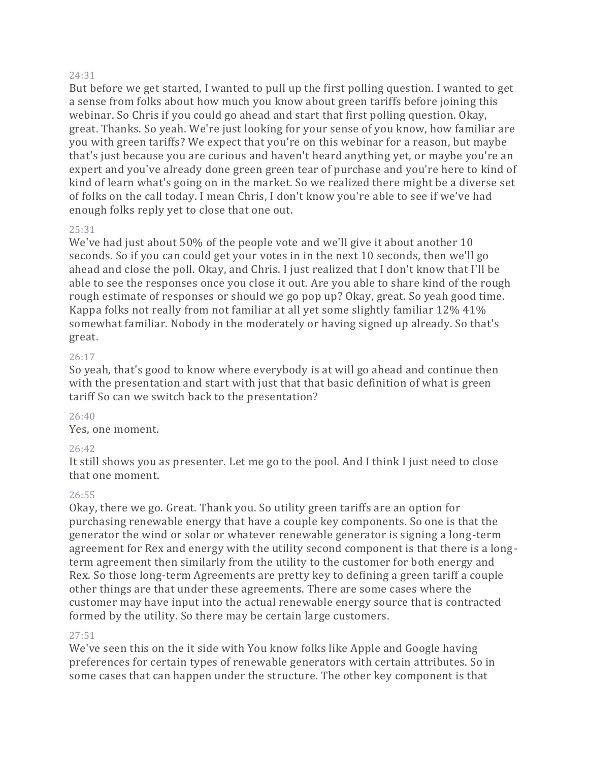24:31

But before we get started, I wanted to pull up the first polling question. I wanted to get a sense from folks about how much you know about green tariffs before joining this webinar. So Chris if you could go ahead and start that first polling question. Okay, great. Thanks. So yeah. We're just looking for your sense of you know, how familiar are you with green tariffs? We expect that you're on this webinar for a reason, but maybe that's just because you are curious and haven't heard anything yet, or maybe you're an expert and you've already done green green tear of purchase and you're here to kind of kind of learn what's going on in the market. So we realized there might be a diverse set of folks on the call today. I mean Chris, I don't know you're able to see if we've had enough folks reply yet to close that one out.

25:31

We've had just about 50% of the people vote and we'll give it about another 10 seconds. So if you can could get your votes in in the next 10 seconds, then we'll go ahead and close the poll. Okay, and Chris. I just realized that I don't know that I'll be able to see the responses once you close it out. Are you able to share kind of the rough rough estimate of responses or should we go pop up? Okay, great. So yeah good time. Kappa folks not really from not familiar at all yet some slightly familiar 12% 41% somewhat familiar. Nobody in the moderately or having signed up already. So that's great.

26:17

So yeah, that's good to know where everybody is at will go ahead and continue then with the presentation and start with just that that basic definition of what is green tariff So can we switch back to the presentation?

26:40

Yes, one moment.

26:42

It still shows you as presenter. Let me go to the pool. And I think I just need to close that one moment.

26:55

Okay, there we go. Great. Thank you. So utility green tariffs are an option for purchasing renewable energy that have a couple key components. So one is that the generator the wind or solar or whatever renewable generator is signing a long-term agreement for Rex and energy with the utility second component is that there is a long-term agreement then similarly from the utility to the customer for both energy and Rex. So those long-term Agreements are pretty key to defining a green tariff a couple other things are that under these agreements. There are some cases where the customer may have input into the actual renewable energy source that is contracted formed by the utility. So there may be certain large customers.

27:51

We've seen this on the it side with You know folks like Apple and Google having preferences for certain types of renewable generators with certain attributes. So in some cases that can happen under the structure. The other key component is that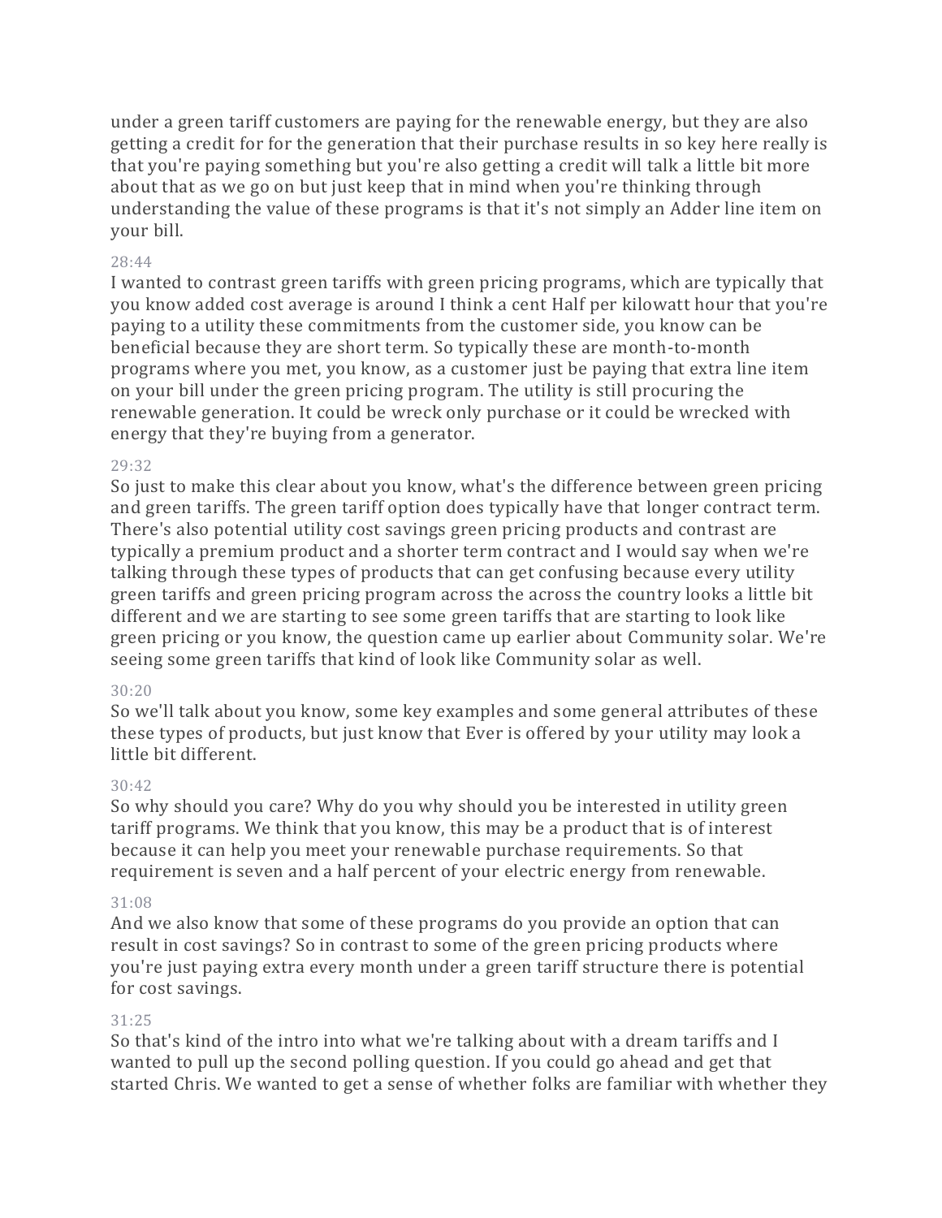under a green tariff customers are paying for the renewable energy, but they are also getting a credit for for the generation that their purchase results in so key here really is that you're paying something but you're also getting a credit will talk a little bit more about that as we go on but just keep that in mind when you're thinking through understanding the value of these programs is that it's not simply an Adder line item on your bill.

28:44

I wanted to contrast green tariffs with green pricing programs, which are typically that you know added cost average is around I think a cent Half per kilowatt hour that you're paying to a utility these commitments from the customer side, you know can be beneficial because they are short term. So typically these are month-to-month programs where you met, you know, as a customer just be paying that extra line item on your bill under the green pricing program. The utility is still procuring the renewable generation. It could be wreck only purchase or it could be wrecked with energy that they're buying from a generator.

29:32

So just to make this clear about you know, what's the difference between green pricing and green tariffs. The green tariff option does typically have that longer contract term. There's also potential utility cost savings green pricing products and contrast are typically a premium product and a shorter term contract and I would say when we're talking through these types of products that can get confusing because every utility green tariffs and green pricing program across the across the country looks a little bit different and we are starting to see some green tariffs that are starting to look like green pricing or you know, the question came up earlier about Community solar. We're seeing some green tariffs that kind of look like Community solar as well.

30:20

So we'll talk about you know, some key examples and some general attributes of these these types of products, but just know that Ever is offered by your utility may look a little bit different.

30:42

So why should you care? Why do you why should you be interested in utility green tariff programs. We think that you know, this may be a product that is of interest because it can help you meet your renewable purchase requirements. So that requirement is seven and a half percent of your electric energy from renewable.

31:08

And we also know that some of these programs do you provide an option that can result in cost savings? So in contrast to some of the green pricing products where you're just paying extra every month under a green tariff structure there is potential for cost savings.

31:25

So that's kind of the intro into what we're talking about with a dream tariffs and I wanted to pull up the second polling question. If you could go ahead and get that started Chris. We wanted to get a sense of whether folks are familiar with whether they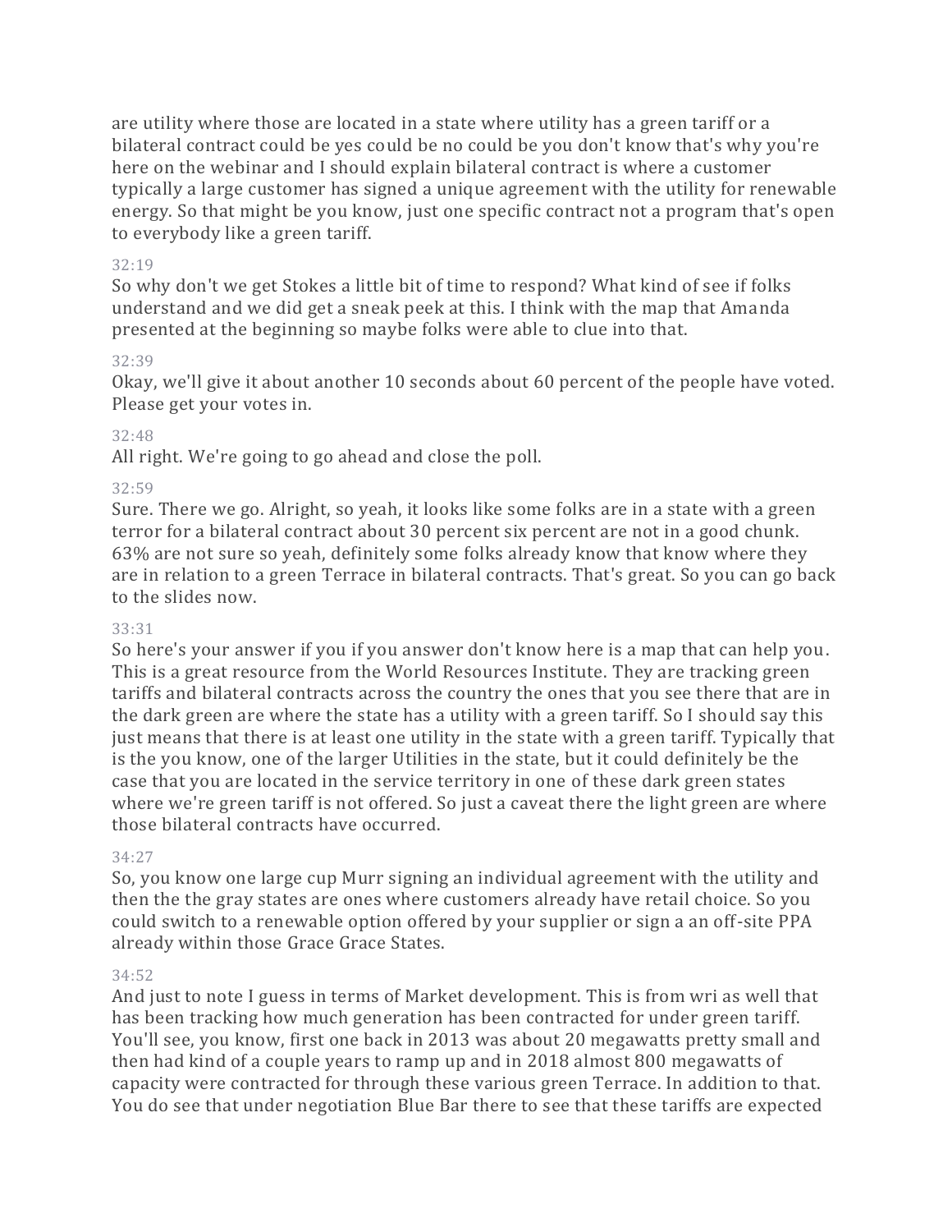are utility where those are located in a state where utility has a green tariff or a bilateral contract could be yes could be no could be you don't know that's why you're here on the webinar and I should explain bilateral contract is where a customer typically a large customer has signed a unique agreement with the utility for renewable energy. So that might be you know, just one specific contract not a program that's open to everybody like a green tariff.

32:19

So why don't we get Stokes a little bit of time to respond? What kind of see if folks understand and we did get a sneak peek at this. I think with the map that Amanda presented at the beginning so maybe folks were able to clue into that.

32:39

Okay, we'll give it about another 10 seconds about 60 percent of the people have voted. Please get your votes in.

32:48

All right. We're going to go ahead and close the poll.

32:59

Sure. There we go. Alright, so yeah, it looks like some folks are in a state with a green terror for a bilateral contract about 30 percent six percent are not in a good chunk. 63% are not sure so yeah, definitely some folks already know that know where they are in relation to a green Terrace in bilateral contracts. That's great. So you can go back to the slides now.

33:31

So here's your answer if you if you answer don't know here is a map that can help you. This is a great resource from the World Resources Institute. They are tracking green tariffs and bilateral contracts across the country the ones that you see there that are in the dark green are where the state has a utility with a green tariff. So I should say this just means that there is at least one utility in the state with a green tariff. Typically that is the you know, one of the larger Utilities in the state, but it could definitely be the case that you are located in the service territory in one of these dark green states where we're green tariff is not offered. So just a caveat there the light green are where those bilateral contracts have occurred.

34:27

So, you know one large cup Murr signing an individual agreement with the utility and then the the gray states are ones where customers already have retail choice. So you could switch to a renewable option offered by your supplier or sign a an off-site PPA already within those Grace Grace States.

34:52

And just to note I guess in terms of Market development. This is from wri as well that has been tracking how much generation has been contracted for under green tariff. You'll see, you know, first one back in 2013 was about 20 megawatts pretty small and then had kind of a couple years to ramp up and in 2018 almost 800 megawatts of capacity were contracted for through these various green Terrace. In addition to that. You do see that under negotiation Blue Bar there to see that these tariffs are expected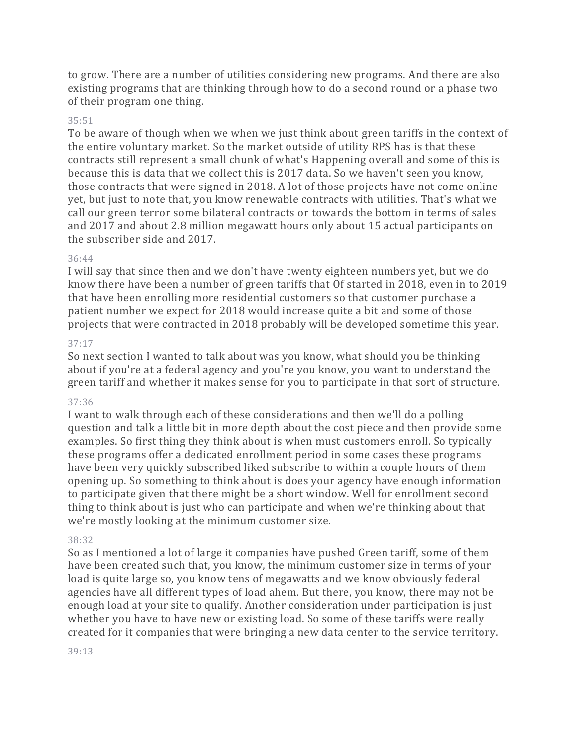to grow. There are a number of utilities considering new programs. And there are also existing programs that are thinking through how to do a second round or a phase two of their program one thing.

35:51

To be aware of though when we when we just think about green tariffs in the context of the entire voluntary market. So the market outside of utility RPS has is that these contracts still represent a small chunk of what's Happening overall and some of this is because this is data that we collect this is 2017 data. So we haven't seen you know, those contracts that were signed in 2018. A lot of those projects have not come online yet, but just to note that, you know renewable contracts with utilities. That's what we call our green terror some bilateral contracts or towards the bottom in terms of sales and 2017 and about 2.8 million megawatt hours only about 15 actual participants on the subscriber side and 2017.

36:44

I will say that since then and we don't have twenty eighteen numbers yet, but we do know there have been a number of green tariffs that Of started in 2018, even in to 2019 that have been enrolling more residential customers so that customer purchase a patient number we expect for 2018 would increase quite a bit and some of those projects that were contracted in 2018 probably will be developed sometime this year.

37:17

So next section I wanted to talk about was you know, what should you be thinking about if you're at a federal agency and you're you know, you want to understand the green tariff and whether it makes sense for you to participate in that sort of structure.

37:36

I want to walk through each of these considerations and then we'll do a polling question and talk a little bit in more depth about the cost piece and then provide some examples. So first thing they think about is when must customers enroll. So typically these programs offer a dedicated enrollment period in some cases these programs have been very quickly subscribed liked subscribe to within a couple hours of them opening up. So something to think about is does your agency have enough information to participate given that there might be a short window. Well for enrollment second thing to think about is just who can participate and when we're thinking about that we're mostly looking at the minimum customer size.

38:32

So as I mentioned a lot of large it companies have pushed Green tariff, some of them have been created such that, you know, the minimum customer size in terms of your load is quite large so, you know tens of megawatts and we know obviously federal agencies have all different types of load ahem. But there, you know, there may not be enough load at your site to qualify. Another consideration under participation is just whether you have to have new or existing load. So some of these tariffs were really created for it companies that were bringing a new data center to the service territory.

39:13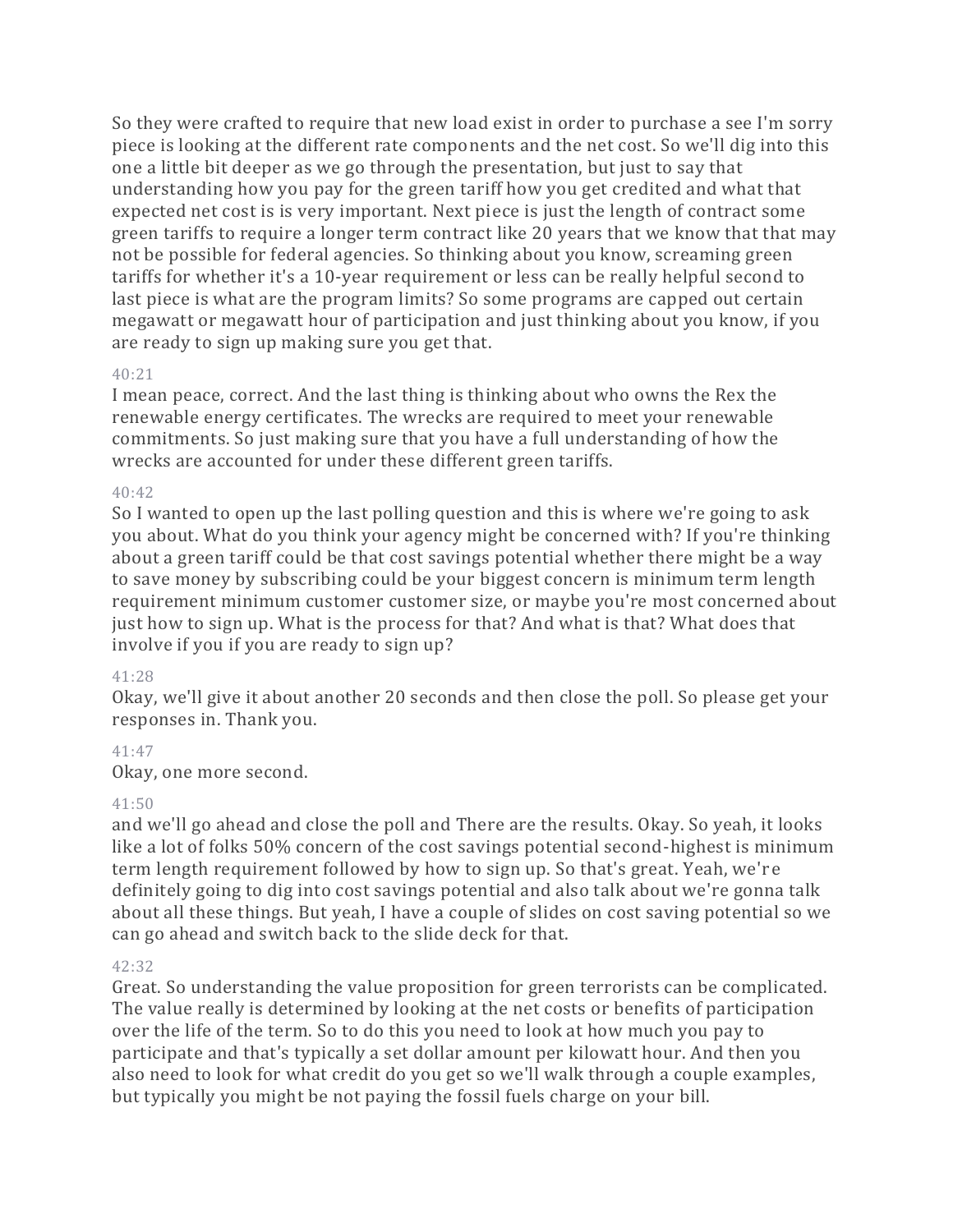So they were crafted to require that new load exist in order to purchase a see I'm sorry piece is looking at the different rate components and the net cost. So we'll dig into this one a little bit deeper as we go through the presentation, but just to say that understanding how you pay for the green tariff how you get credited and what that expected net cost is is very important. Next piece is just the length of contract some green tariffs to require a longer term contract like 20 years that we know that that may not be possible for federal agencies. So thinking about you know, screaming green tariffs for whether it's a 10-year requirement or less can be really helpful second to last piece is what are the program limits? So some programs are capped out certain megawatt or megawatt hour of participation and just thinking about you know, if you are ready to sign up making sure you get that.

40:21

I mean peace, correct. And the last thing is thinking about who owns the Rex the renewable energy certificates. The wrecks are required to meet your renewable commitments. So just making sure that you have a full understanding of how the wrecks are accounted for under these different green tariffs.

40:42

So I wanted to open up the last polling question and this is where we're going to ask you about. What do you think your agency might be concerned with? If you're thinking about a green tariff could be that cost savings potential whether there might be a way to save money by subscribing could be your biggest concern is minimum term length requirement minimum customer customer size, or maybe you're most concerned about just how to sign up. What is the process for that? And what is that? What does that involve if you if you are ready to sign up?

41:28

Okay, we'll give it about another 20 seconds and then close the poll. So please get your responses in. Thank you.

41:47

Okay, one more second.

41:50

and we'll go ahead and close the poll and There are the results. Okay. So yeah, it looks like a lot of folks 50% concern of the cost savings potential second-highest is minimum term length requirement followed by how to sign up. So that's great. Yeah, we're definitely going to dig into cost savings potential and also talk about we're gonna talk about all these things. But yeah, I have a couple of slides on cost saving potential so we can go ahead and switch back to the slide deck for that.

42:32

Great. So understanding the value proposition for green terrorists can be complicated. The value really is determined by looking at the net costs or benefits of participation over the life of the term. So to do this you need to look at how much you pay to participate and that's typically a set dollar amount per kilowatt hour. And then you also need to look for what credit do you get so we'll walk through a couple examples, but typically you might be not paying the fossil fuels charge on your bill.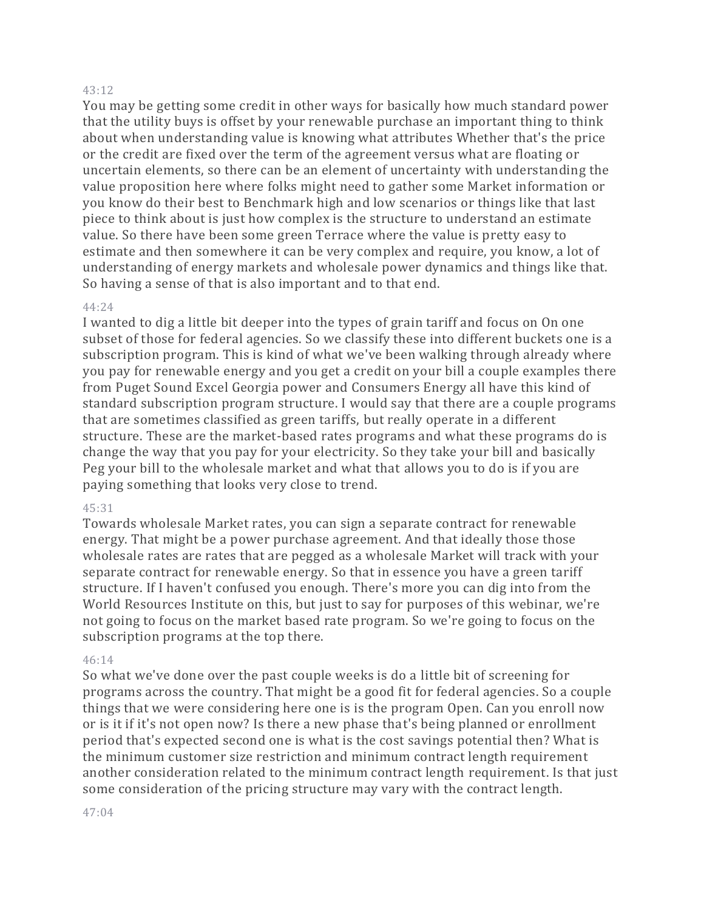43:12

You may be getting some credit in other ways for basically how much standard power that the utility buys is offset by your renewable purchase an important thing to think about when understanding value is knowing what attributes Whether that's the price or the credit are fixed over the term of the agreement versus what are floating or uncertain elements, so there can be an element of uncertainty with understanding the value proposition here where folks might need to gather some Market information or you know do their best to Benchmark high and low scenarios or things like that last piece to think about is just how complex is the structure to understand an estimate value. So there have been some green Terrace where the value is pretty easy to estimate and then somewhere it can be very complex and require, you know, a lot of understanding of energy markets and wholesale power dynamics and things like that. So having a sense of that is also important and to that end.

44:24

I wanted to dig a little bit deeper into the types of grain tariff and focus on On one subset of those for federal agencies. So we classify these into different buckets one is a subscription program. This is kind of what we've been walking through already where you pay for renewable energy and you get a credit on your bill a couple examples there from Puget Sound Excel Georgia power and Consumers Energy all have this kind of standard subscription program structure. I would say that there are a couple programs that are sometimes classified as green tariffs, but really operate in a different structure. These are the market-based rates programs and what these programs do is change the way that you pay for your electricity. So they take your bill and basically Peg your bill to the wholesale market and what that allows you to do is if you are paying something that looks very close to trend.

45:31

Towards wholesale Market rates, you can sign a separate contract for renewable energy. That might be a power purchase agreement. And that ideally those those wholesale rates are rates that are pegged as a wholesale Market will track with your separate contract for renewable energy. So that in essence you have a green tariff structure. If I haven't confused you enough. There's more you can dig into from the World Resources Institute on this, but just to say for purposes of this webinar, we're not going to focus on the market based rate program. So we're going to focus on the subscription programs at the top there.

46:14

So what we've done over the past couple weeks is do a little bit of screening for programs across the country. That might be a good fit for federal agencies. So a couple things that we were considering here one is is the program Open. Can you enroll now or is it if it's not open now? Is there a new phase that's being planned or enrollment period that's expected second one is what is the cost savings potential then? What is the minimum customer size restriction and minimum contract length requirement another consideration related to the minimum contract length requirement. Is that just some consideration of the pricing structure may vary with the contract length.

47:04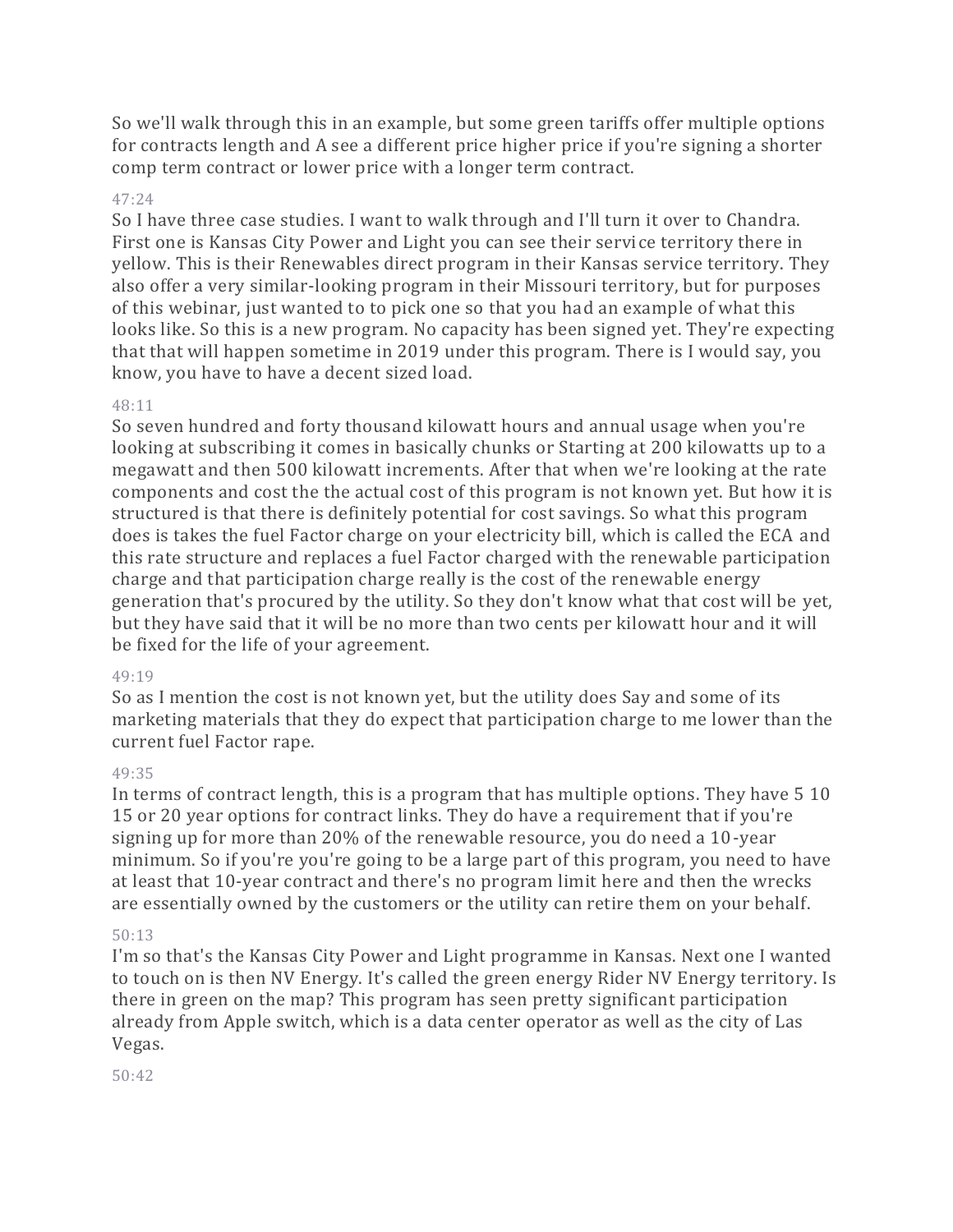So we'll walk through this in an example, but some green tariffs offer multiple options for contracts length and A see a different price higher price if you're signing a shorter comp term contract or lower price with a longer term contract.

47:24

So I have three case studies. I want to walk through and I'll turn it over to Chandra. First one is Kansas City Power and Light you can see their service territory there in yellow. This is their Renewables direct program in their Kansas service territory. They also offer a very similar-looking program in their Missouri territory, but for purposes of this webinar, just wanted to to pick one so that you had an example of what this looks like. So this is a new program. No capacity has been signed yet. They're expecting that that will happen sometime in 2019 under this program. There is I would say, you know, you have to have a decent sized load.

48:11

So seven hundred and forty thousand kilowatt hours and annual usage when you're looking at subscribing it comes in basically chunks or Starting at 200 kilowatts up to a megawatt and then 500 kilowatt increments. After that when we're looking at the rate components and cost the the actual cost of this program is not known yet. But how it is structured is that there is definitely potential for cost savings. So what this program does is takes the fuel Factor charge on your electricity bill, which is called the ECA and this rate structure and replaces a fuel Factor charged with the renewable participation charge and that participation charge really is the cost of the renewable energy generation that's procured by the utility. So they don't know what that cost will be yet, but they have said that it will be no more than two cents per kilowatt hour and it will be fixed for the life of your agreement.

49:19

So as I mention the cost is not known yet, but the utility does Say and some of its marketing materials that they do expect that participation charge to me lower than the current fuel Factor rape.

49:35

In terms of contract length, this is a program that has multiple options. They have 5 10 15 or 20 year options for contract links. They do have a requirement that if you're signing up for more than 20% of the renewable resource, you do need a 10-year minimum. So if you're you're going to be a large part of this program, you need to have at least that 10-year contract and there's no program limit here and then the wrecks are essentially owned by the customers or the utility can retire them on your behalf.

50:13

I'm so that's the Kansas City Power and Light programme in Kansas. Next one I wanted to touch on is then NV Energy. It's called the green energy Rider NV Energy territory. Is there in green on the map? This program has seen pretty significant participation already from Apple switch, which is a data center operator as well as the city of Las Vegas.

50:42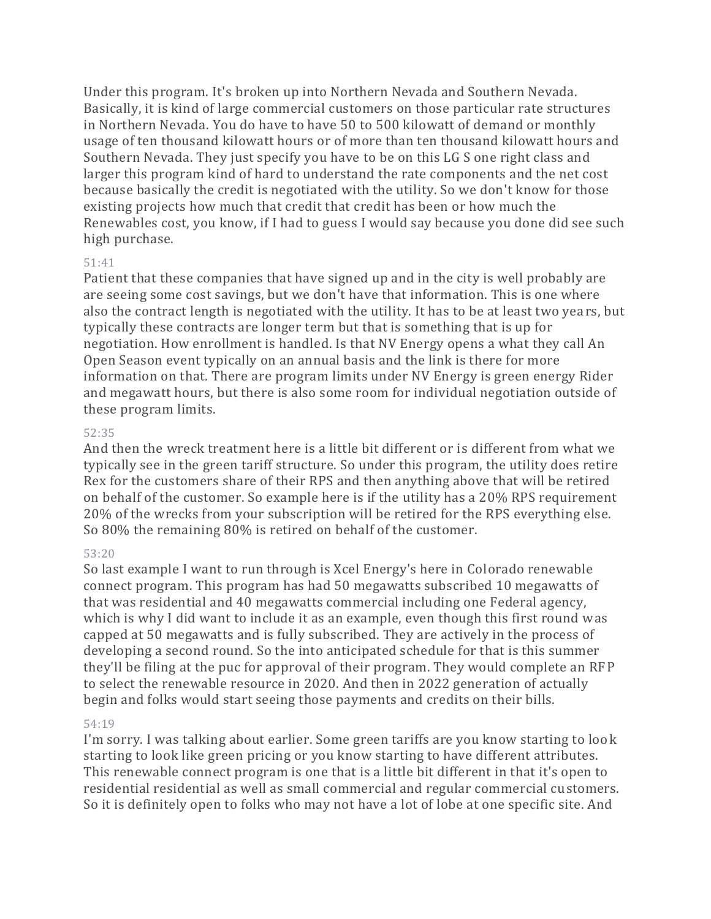Under this program. It's broken up into Northern Nevada and Southern Nevada. Basically, it is kind of large commercial customers on those particular rate structures in Northern Nevada. You do have to have 50 to 500 kilowatt of demand or monthly usage of ten thousand kilowatt hours or of more than ten thousand kilowatt hours and Southern Nevada. They just specify you have to be on this LG S one right class and larger this program kind of hard to understand the rate components and the net cost because basically the credit is negotiated with the utility. So we don't know for those existing projects how much that credit that credit has been or how much the Renewables cost, you know, if I had to guess I would say because you done did see such high purchase.

51:41

Patient that these companies that have signed up and in the city is well probably are are seeing some cost savings, but we don't have that information. This is one where also the contract length is negotiated with the utility. It has to be at least two years, but typically these contracts are longer term but that is something that is up for negotiation. How enrollment is handled. Is that NV Energy opens a what they call An Open Season event typically on an annual basis and the link is there for more information on that. There are program limits under NV Energy is green energy Rider and megawatt hours, but there is also some room for individual negotiation outside of these program limits.

52:35

And then the wreck treatment here is a little bit different or is different from what we typically see in the green tariff structure. So under this program, the utility does retire Rex for the customers share of their RPS and then anything above that will be retired on behalf of the customer. So example here is if the utility has a 20% RPS requirement 20% of the wrecks from your subscription will be retired for the RPS everything else. So 80% the remaining 80% is retired on behalf of the customer.

53:20

So last example I want to run through is Xcel Energy's here in Colorado renewable connect program. This program has had 50 megawatts subscribed 10 megawatts of that was residential and 40 megawatts commercial including one Federal agency, which is why I did want to include it as an example, even though this first round was capped at 50 megawatts and is fully subscribed. They are actively in the process of developing a second round. So the into anticipated schedule for that is this summer they'll be filing at the puc for approval of their program. They would complete an RFP to select the renewable resource in 2020. And then in 2022 generation of actually begin and folks would start seeing those payments and credits on their bills.

54:19

I'm sorry. I was talking about earlier. Some green tariffs are you know starting to look starting to look like green pricing or you know starting to have different attributes. This renewable connect program is one that is a little bit different in that it's open to residential residential as well as small commercial and regular commercial customers. So it is definitely open to folks who may not have a lot of lobe at one specific site. And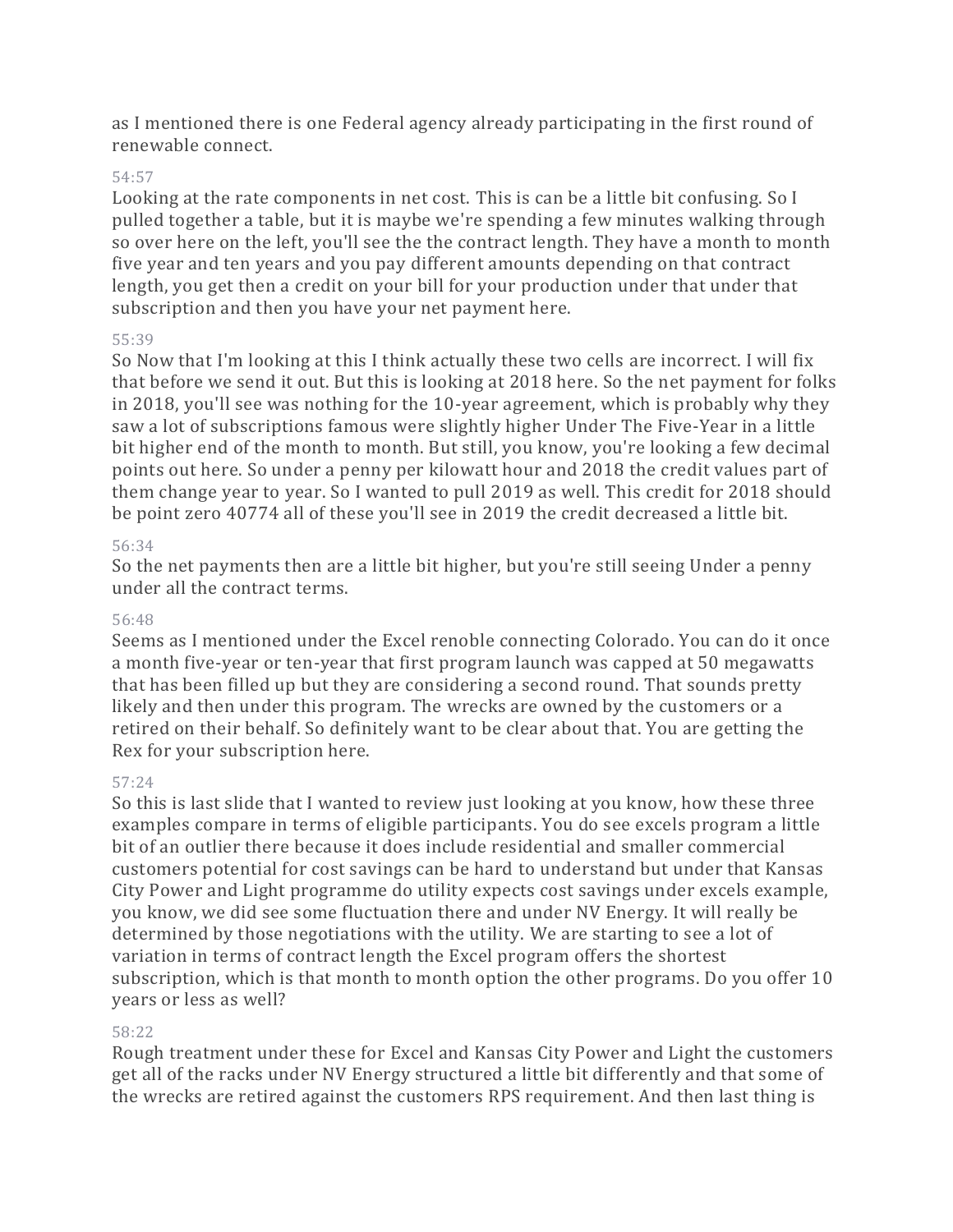as I mentioned there is one Federal agency already participating in the first round of renewable connect.

54:57

Looking at the rate components in net cost. This is can be a little bit confusing. So I pulled together a table, but it is maybe we're spending a few minutes walking through so over here on the left, you'll see the the contract length. They have a month to month five year and ten years and you pay different amounts depending on that contract length, you get then a credit on your bill for your production under that under that subscription and then you have your net payment here.

55:39

So Now that I'm looking at this I think actually these two cells are incorrect. I will fix that before we send it out. But this is looking at 2018 here. So the net payment for folks in 2018, you'll see was nothing for the 10-year agreement, which is probably why they saw a lot of subscriptions famous were slightly higher Under The Five-Year in a little bit higher end of the month to month. But still, you know, you're looking a few decimal points out here. So under a penny per kilowatt hour and 2018 the credit values part of them change year to year. So I wanted to pull 2019 as well. This credit for 2018 should be point zero 40774 all of these you'll see in 2019 the credit decreased a little bit.

56:34

So the net payments then are a little bit higher, but you're still seeing Under a penny under all the contract terms.

56:48

Seems as I mentioned under the Excel renoble connecting Colorado. You can do it once a month five-year or ten-year that first program launch was capped at 50 megawatts that has been filled up but they are considering a second round. That sounds pretty likely and then under this program. The wrecks are owned by the customers or a retired on their behalf. So definitely want to be clear about that. You are getting the Rex for your subscription here.

57:24

So this is last slide that I wanted to review just looking at you know, how these three examples compare in terms of eligible participants. You do see excels program a little bit of an outlier there because it does include residential and smaller commercial customers potential for cost savings can be hard to understand but under that Kansas City Power and Light programme do utility expects cost savings under excels example, you know, we did see some fluctuation there and under NV Energy. It will really be determined by those negotiations with the utility. We are starting to see a lot of variation in terms of contract length the Excel program offers the shortest subscription, which is that month to month option the other programs. Do you offer 10 years or less as well?

58:22

Rough treatment under these for Excel and Kansas City Power and Light the customers get all of the racks under NV Energy structured a little bit differently and that some of the wrecks are retired against the customers RPS requirement. And then last thing is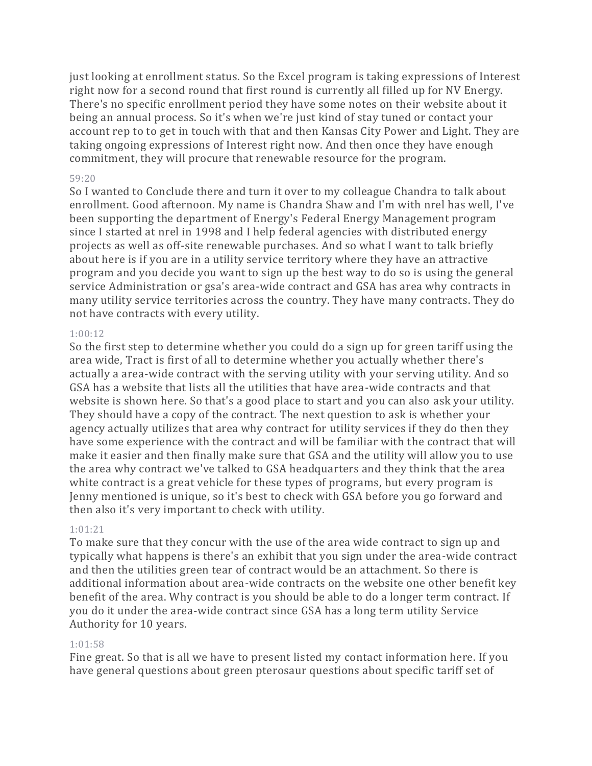just looking at enrollment status. So the Excel program is taking expressions of Interest right now for a second round that first round is currently all filled up for NV Energy. There's no specific enrollment period they have some notes on their website about it being an annual process. So it's when we're just kind of stay tuned or contact your account rep to to get in touch with that and then Kansas City Power and Light. They are taking ongoing expressions of Interest right now. And then once they have enough commitment, they will procure that renewable resource for the program.

59:20

So I wanted to Conclude there and turn it over to my colleague Chandra to talk about enrollment. Good afternoon. My name is Chandra Shaw and I'm with nrel has well, I've been supporting the department of Energy's Federal Energy Management program since I started at nrel in 1998 and I help federal agencies with distributed energy projects as well as off-site renewable purchases. And so what I want to talk briefly about here is if you are in a utility service territory where they have an attractive program and you decide you want to sign up the best way to do so is using the general service Administration or gsa's area-wide contract and GSA has area why contracts in many utility service territories across the country. They have many contracts. They do not have contracts with every utility.

1:00:12

So the first step to determine whether you could do a sign up for green tariff using the area wide, Tract is first of all to determine whether you actually whether there's actually a area-wide contract with the serving utility with your serving utility. And so GSA has a website that lists all the utilities that have area-wide contracts and that website is shown here. So that's a good place to start and you can also ask your utility. They should have a copy of the contract. The next question to ask is whether your agency actually utilizes that area why contract for utility services if they do then they have some experience with the contract and will be familiar with the contract that will make it easier and then finally make sure that GSA and the utility will allow you to use the area why contract we've talked to GSA headquarters and they think that the area white contract is a great vehicle for these types of programs, but every program is Jenny mentioned is unique, so it's best to check with GSA before you go forward and then also it's very important to check with utility.

1:01:21

To make sure that they concur with the use of the area wide contract to sign up and typically what happens is there's an exhibit that you sign under the area-wide contract and then the utilities green tear of contract would be an attachment. So there is additional information about area-wide contracts on the website one other benefit key benefit of the area. Why contract is you should be able to do a longer term contract. If you do it under the area-wide contract since GSA has a long term utility Service Authority for 10 years.

1:01:58

Fine great. So that is all we have to present listed my contact information here. If you have general questions about green pterosaur questions about specific tariff set of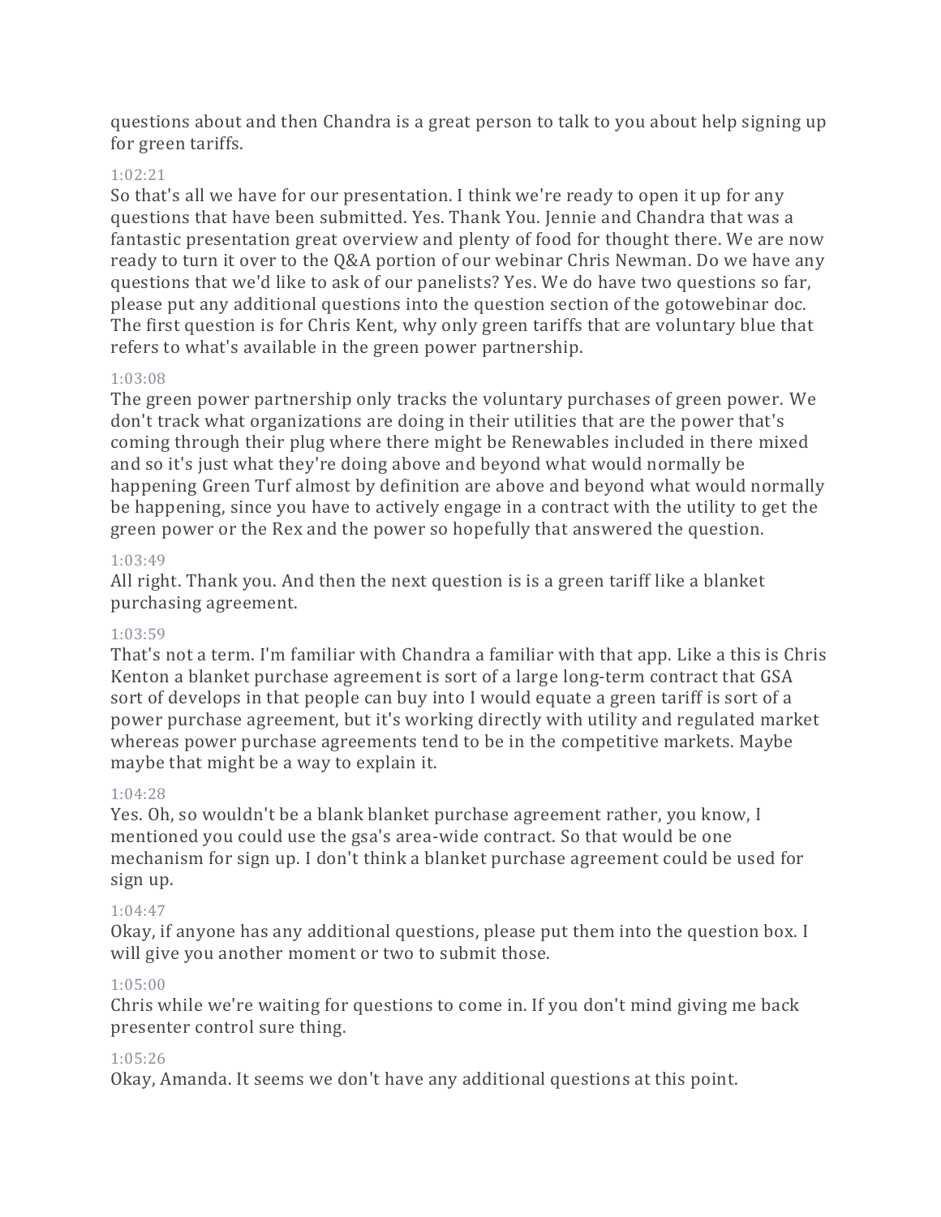questions about and then Chandra is a great person to talk to you about help signing up for green tariffs.

1:02:21

So that's all we have for our presentation. I think we're ready to open it up for any questions that have been submitted. Yes. Thank You. Jennie and Chandra that was a fantastic presentation great overview and plenty of food for thought there. We are now ready to turn it over to the Q&A portion of our webinar Chris Newman. Do we have any questions that we'd like to ask of our panelists? Yes. We do have two questions so far, please put any additional questions into the question section of the gotowebinar doc. The first question is for Chris Kent, why only green tariffs that are voluntary blue that refers to what's available in the green power partnership.

1:03:08

The green power partnership only tracks the voluntary purchases of green power. We don't track what organizations are doing in their utilities that are the power that's coming through their plug where there might be Renewables included in there mixed and so it's just what they're doing above and beyond what would normally be happening Green Turf almost by definition are above and beyond what would normally be happening, since you have to actively engage in a contract with the utility to get the green power or the Rex and the power so hopefully that answered the question.

1:03:49

All right. Thank you. And then the next question is is a green tariff like a blanket purchasing agreement.

1:03:59

That's not a term. I'm familiar with Chandra a familiar with that app. Like a this is Chris Kenton a blanket purchase agreement is sort of a large long-term contract that GSA sort of develops in that people can buy into I would equate a green tariff is sort of a power purchase agreement, but it's working directly with utility and regulated market whereas power purchase agreements tend to be in the competitive markets. Maybe maybe that might be a way to explain it.

1:04:28

Yes. Oh, so wouldn't be a blank blanket purchase agreement rather, you know, I mentioned you could use the gsa's area-wide contract. So that would be one mechanism for sign up. I don't think a blanket purchase agreement could be used for sign up.

1:04:47

Okay, if anyone has any additional questions, please put them into the question box. I will give you another moment or two to submit those.

1:05:00

Chris while we're waiting for questions to come in. If you don't mind giving me back presenter control sure thing.

1:05:26

Okay, Amanda. It seems we don't have any additional questions at this point.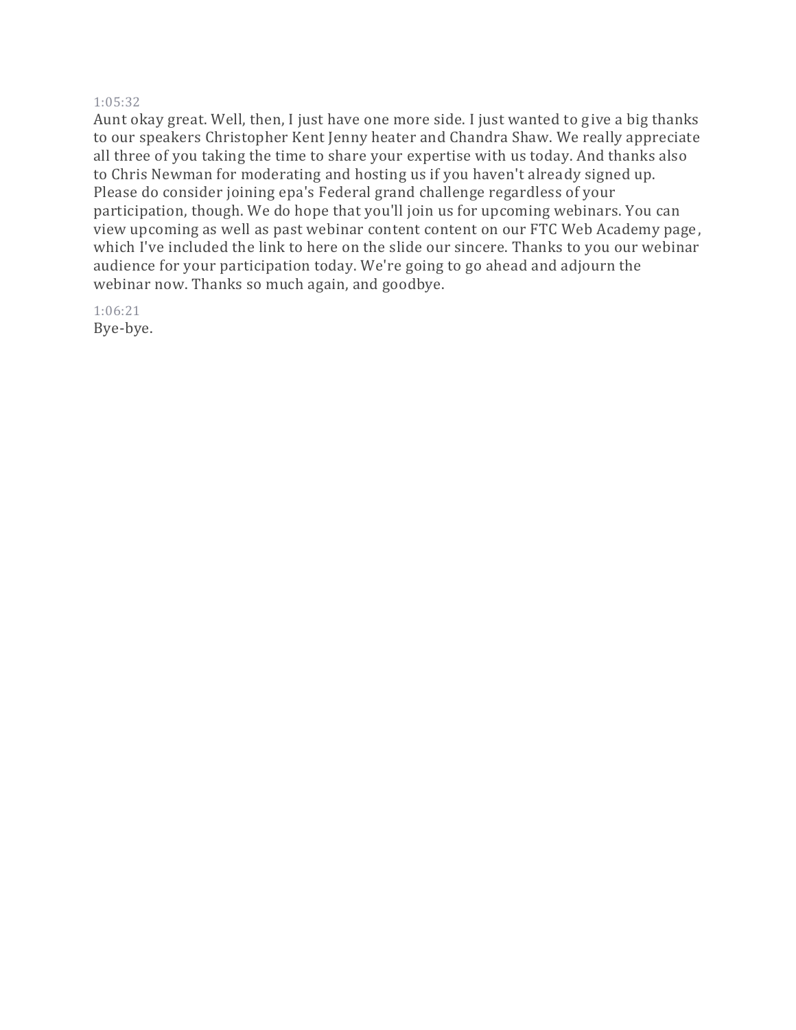1:05:32

Aunt okay great. Well, then, I just have one more side. I just wanted to give a big thanks to our speakers Christopher Kent Jenny heater and Chandra Shaw. We really appreciate all three of you taking the time to share your expertise with us today. And thanks also to Chris Newman for moderating and hosting us if you haven't already signed up. Please do consider joining epa's Federal grand challenge regardless of your participation, though. We do hope that you'll join us for upcoming webinars. You can view upcoming as well as past webinar content content on our FTC Web Academy page, which I've included the link to here on the slide our sincere. Thanks to you our webinar audience for your participation today. We're going to go ahead and adjourn the webinar now. Thanks so much again, and goodbye.

1:06:21

Bye-bye.